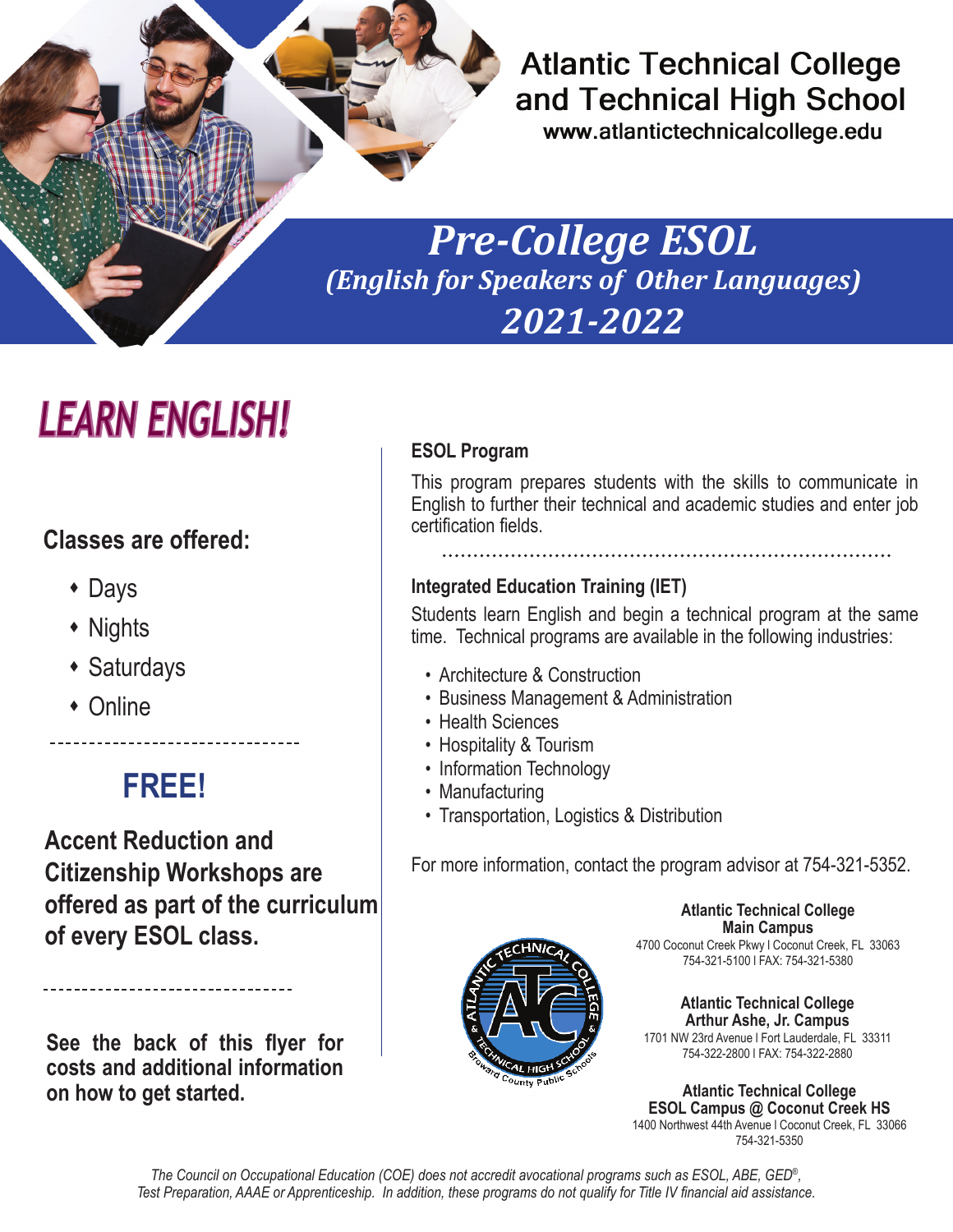# Atlantic Technical College and Technical High School

www.atlantictechnicalcollege.edu

## *Pre-College ESOL*

### *(English for Speakers of Other Languages)*

### *2021-2022*

# LEARN ENGLISH!

**Classes are offered:**

- Days
- Nights
- Saturdays
- Online

## FREE!

**Accent Reduction and Citizenship Workshops are offered as part of the curriculum of every ESOL class.**

**See the back of this flyer for costs and additional information on how to get started.**

### ESOL Program

This program prepares students with the skills to communicate in English to further their technical and academic studies and enter job certification fields.

### Integrated Education Training (IET)

Students learn English and begin a technical program at the same time. Technical programs are available in the following industries:

- Architecture & Construction
- Business Management & Administration
- Health Sciences
- Hospitality & Tourism
- Information Technology
- Manufacturing
- Transportation, Logistics & Distribution

For more information, contact the program advisor at 754-321-5352.

**Atlantic Technical College**
**Main Campus**
4700 Coconut Creek Pkwy | Coconut Creek, FL 33063
754-321-5100 | FAX: 754-321-5380

**Atlantic Technical College**
**Arthur Ashe, Jr. Campus**
1701 NW 23rd Avenue | Fort Lauderdale, FL 33311
754-322-2800 | FAX: 754-322-2880

**Atlantic Technical College**
**ESOL Campus @ Coconut Creek HS**
1400 Northwest 44th Avenue | Coconut Creek, FL 33066
754-321-5350

*The Council on Occupational Education (COE) does not accredit avocational programs such as ESOL, ABE, GED®, Test Preparation, AAAE or Apprenticeship. In addition, these programs do not qualify for Title IV financial aid assistance.*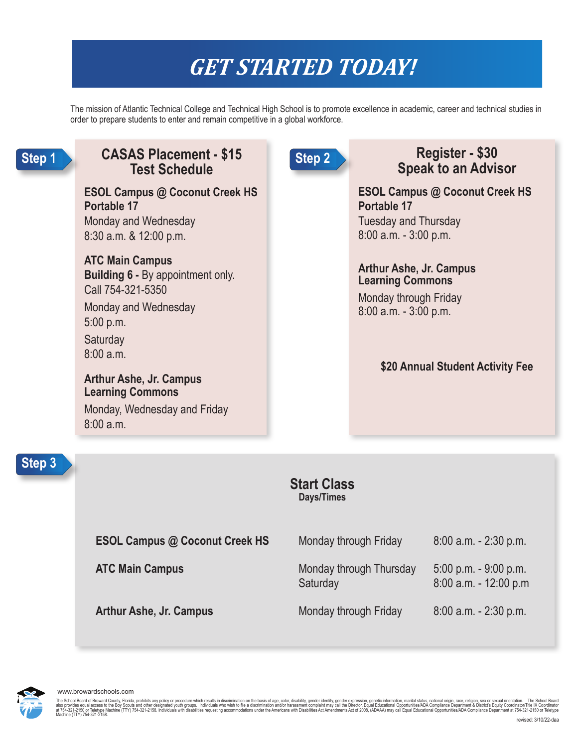# GET STARTED TODAY!

The mission of Atlantic Technical College and Technical High School is to promote excellence in academic, career and technical studies in order to prepare students to enter and remain competitive in a global workforce.

## Step 1

### CASAS Placement - $15 Test Schedule

**ESOL Campus @ Coconut Creek HS**
**Portable 17**
Monday and Wednesday
8:30 a.m. & 12:00 p.m.

**ATC Main Campus**
**Building 6 -** By appointment only.
Call 754-321-5350
Monday and Wednesday
5:00 p.m.
Saturday
8:00 a.m.

**Arthur Ashe, Jr. Campus**
**Learning Commons**
Monday, Wednesday and Friday
8:00 a.m.

## Step 2

### Register - $30 Speak to an Advisor

**ESOL Campus @ Coconut Creek HS**
**Portable 17**
Tuesday and Thursday
8:00 a.m. - 3:00 p.m.

**Arthur Ashe, Jr. Campus**
**Learning Commons**
Monday through Friday
8:00 a.m. - 3:00 p.m.

**$20 Annual Student Activity Fee**

## Step 3

### Start Class

**Days/Times**

| | | |
|---|---|---|
| **ESOL Campus @ Coconut Creek HS** | Monday through Friday | 8:00 a.m. - 2:30 p.m. |
| **ATC Main Campus** | Monday through Thursday<br>Saturday | 5:00 p.m. - 9:00 p.m.<br>8:00 a.m. - 12:00 p.m |
| **Arthur Ashe, Jr. Campus** | Monday through Friday | 8:00 a.m. - 2:30 p.m. |

www.browardschools.com

The School Board of Broward County, Florida, prohibits any policy or procedure which results in discrimination on the basis of age, color, disability, gender identity, gender expression, genetic information, marital status, national origin, race, religion, sex or sexual orientation. The School Board also provides equal access to the Boy Scouts and other designated youth groups. Individuals who wish to file a discrimination and/or harassment complaint may call the Director, Equal Educational Opportunities/ADA Compliance Department & District's Equity Coordinator/Title IX Coordinator at 754-321-2150 or Teletype Machine (TTY) 754-321-2158. Individuals with disabilities requesting accommodations under the Americans with Disabilities Act Amendments Act of 2008, (ADAAA) may call Equal Educational Opportunities/ADA Compliance Department at 754-321-2150 or Teletype Machine (TTY) 754-321-2158.

revised: 3/10/22-daa